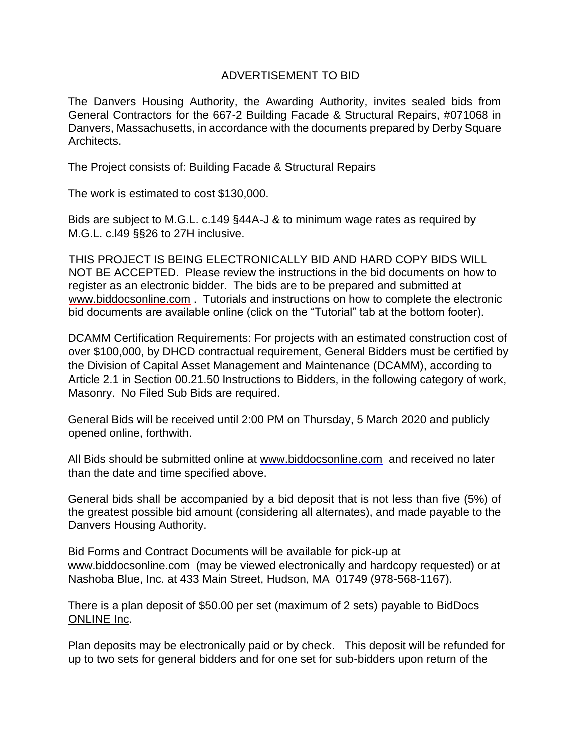# ADVERTISEMENT TO BID

The Danvers Housing Authority, the Awarding Authority, invites sealed bids from General Contractors for the 667-2 Building Facade & Structural Repairs, #071068 in Danvers, Massachusetts, in accordance with the documents prepared by Derby Square Architects.

The Project consists of: Building Facade & Structural Repairs

The work is estimated to cost $130,000.

Bids are subject to M.G.L. c.149 §44A-J & to minimum wage rates as required by M.G.L. c.l49 §§26 to 27H inclusive.

THIS PROJECT IS BEING ELECTRONICALLY BID AND HARD COPY BIDS WILL NOT BE ACCEPTED. Please review the instructions in the bid documents on how to register as an electronic bidder. The bids are to be prepared and submitted at www.biddocsonline.com . Tutorials and instructions on how to complete the electronic bid documents are available online (click on the "Tutorial" tab at the bottom footer).

DCAMM Certification Requirements: For projects with an estimated construction cost of over $100,000, by DHCD contractual requirement, General Bidders must be certified by the Division of Capital Asset Management and Maintenance (DCAMM), according to Article 2.1 in Section 00.21.50 Instructions to Bidders, in the following category of work, Masonry. No Filed Sub Bids are required.

General Bids will be received until 2:00 PM on Thursday, 5 March 2020 and publicly opened online, forthwith.

All Bids should be submitted online at www.biddocsonline.com and received no later than the date and time specified above.

General bids shall be accompanied by a bid deposit that is not less than five (5%) of the greatest possible bid amount (considering all alternates), and made payable to the Danvers Housing Authority.

Bid Forms and Contract Documents will be available for pick-up at www.biddocsonline.com (may be viewed electronically and hardcopy requested) or at Nashoba Blue, Inc. at 433 Main Street, Hudson, MA 01749 (978-568-1167).

There is a plan deposit of $50.00 per set (maximum of 2 sets) payable to BidDocs ONLINE Inc.

Plan deposits may be electronically paid or by check. This deposit will be refunded for up to two sets for general bidders and for one set for sub-bidders upon return of the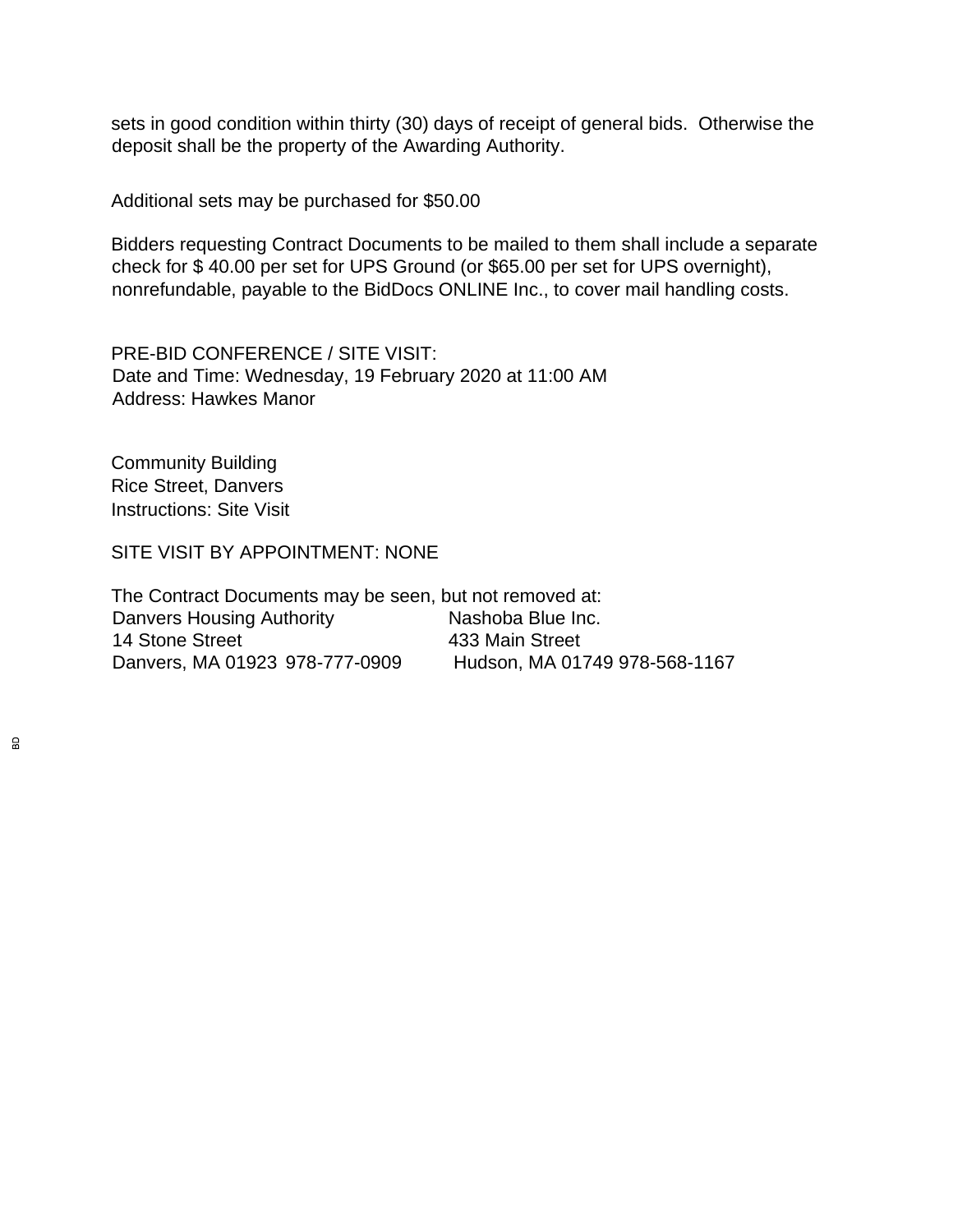sets in good condition within thirty (30) days of receipt of general bids. Otherwise the deposit shall be the property of the Awarding Authority.

Additional sets may be purchased for $50.00

Bidders requesting Contract Documents to be mailed to them shall include a separate check for $ 40.00 per set for UPS Ground (or $65.00 per set for UPS overnight), nonrefundable, payable to the BidDocs ONLINE Inc., to cover mail handling costs.

PRE-BID CONFERENCE / SITE VISIT:
Date and Time: Wednesday, 19 February 2020 at 11:00 AM
Address: Hawkes Manor

Community Building
Rice Street, Danvers
Instructions: Site Visit

SITE VISIT BY APPOINTMENT: NONE

The Contract Documents may be seen, but not removed at:

| | |
|---|---|
| Danvers Housing Authority | Nashoba Blue Inc. |
| 14 Stone Street | 433 Main Street |
| Danvers, MA 01923 978-777-0909 | Hudson, MA 01749 978-568-1167 |